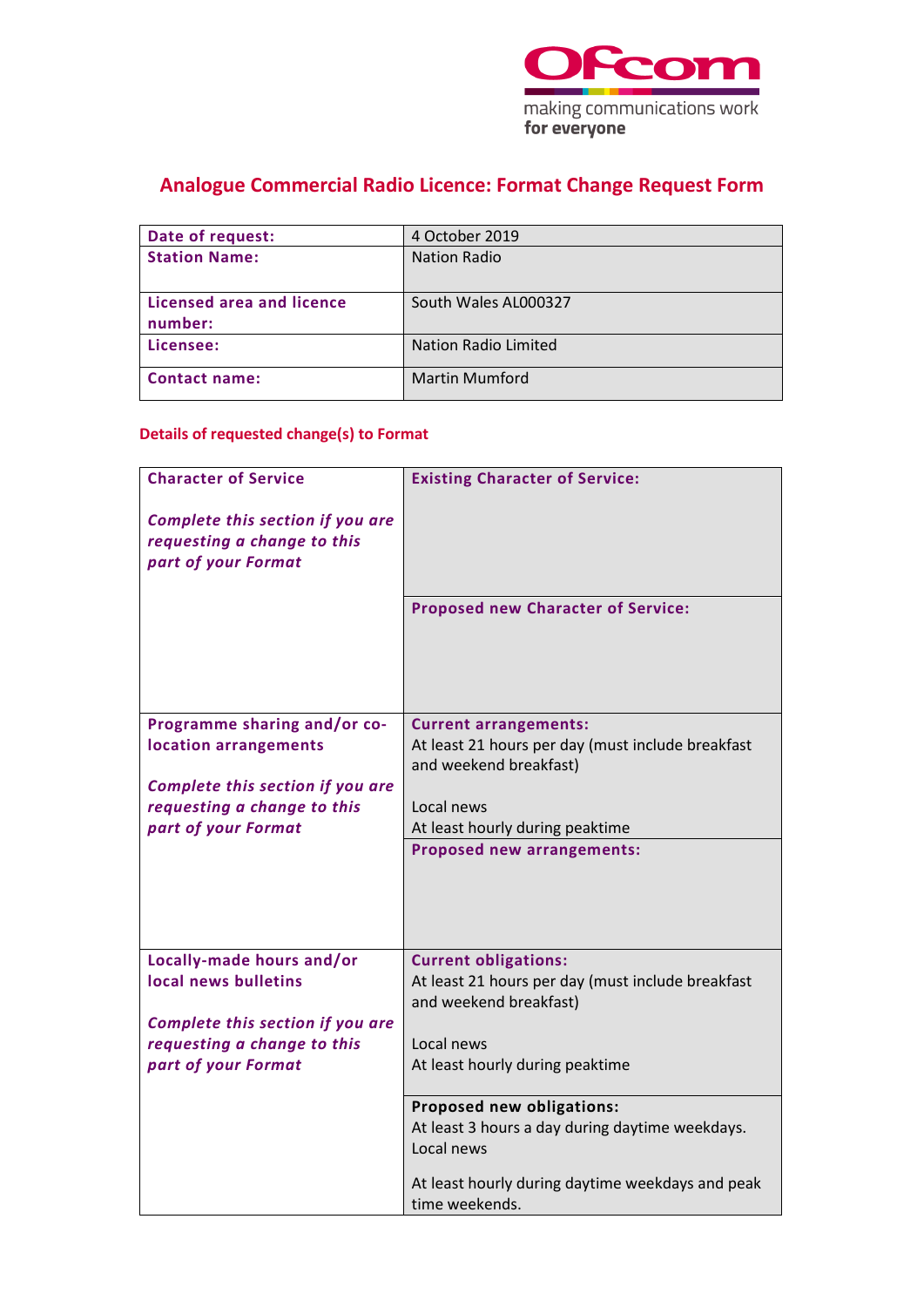Ofcom

making communications work
for everyone

# Analogue Commercial Radio Licence: Format Change Request Form

| | |
|---|---|
| **Date of request:** | 4 October 2019 |
| **Station Name:** | Nation Radio |
| **Licensed area and licence number:** | South Wales AL000327 |
| **Licensee:** | Nation Radio Limited |
| **Contact name:** | Martin Mumford |

### Details of requested change(s) to Format

| | |
|---|---|
| **Character of Service**<br><br>***Complete this section if you are requesting a change to this part of your Format*** | **Existing Character of Service:** |
| | **Proposed new Character of Service:** |
| **Programme sharing and/or co-location arrangements**<br><br>***Complete this section if you are requesting a change to this part of your Format*** | **Current arrangements:**<br>At least 21 hours per day (must include breakfast and weekend breakfast)<br><br>Local news<br>At least hourly during peaktime |
| | **Proposed new arrangements:** |
| **Locally-made hours and/or local news bulletins**<br><br>***Complete this section if you are requesting a change to this part of your Format*** | **Current obligations:**<br>At least 21 hours per day (must include breakfast and weekend breakfast)<br><br>Local news<br>At least hourly during peaktime |
| | **Proposed new obligations:**<br>At least 3 hours a day during daytime weekdays.<br>Local news<br><br>At least hourly during daytime weekdays and peak time weekends. |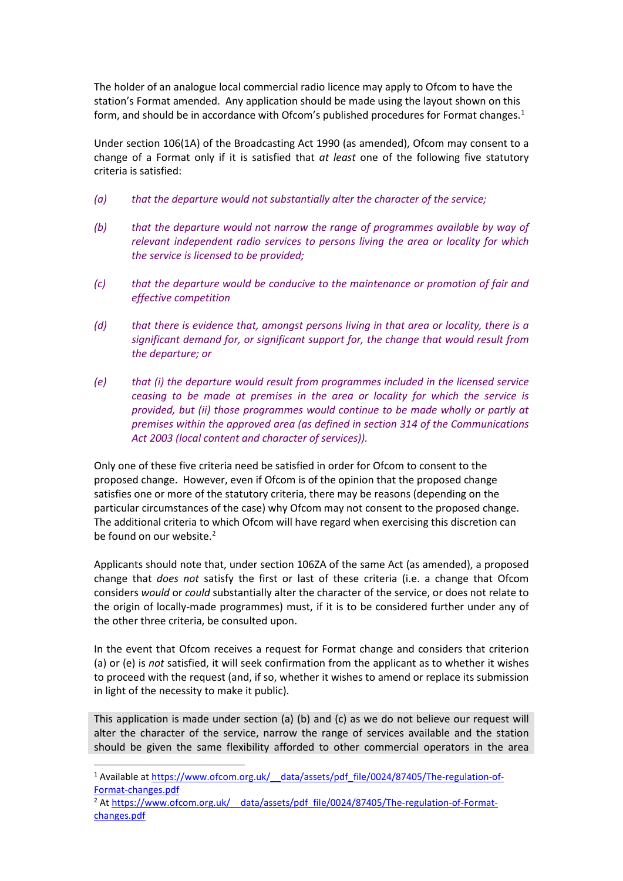The holder of an analogue local commercial radio licence may apply to Ofcom to have the station's Format amended. Any application should be made using the layout shown on this form, and should be in accordance with Ofcom's published procedures for Format changes.[1]

Under section 106(1A) of the Broadcasting Act 1990 (as amended), Ofcom may consent to a change of a Format only if it is satisfied that *at least* one of the following five statutory criteria is satisfied:

*(a)* *that the departure would not substantially alter the character of the service;*

*(b)* *that the departure would not narrow the range of programmes available by way of relevant independent radio services to persons living the area or locality for which the service is licensed to be provided;*

*(c)* *that the departure would be conducive to the maintenance or promotion of fair and effective competition*

*(d)* *that there is evidence that, amongst persons living in that area or locality, there is a significant demand for, or significant support for, the change that would result from the departure; or*

*(e)* *that (i) the departure would result from programmes included in the licensed service ceasing to be made at premises in the area or locality for which the service is provided, but (ii) those programmes would continue to be made wholly or partly at premises within the approved area (as defined in section 314 of the Communications Act 2003 (local content and character of services)).*

Only one of these five criteria need be satisfied in order for Ofcom to consent to the proposed change. However, even if Ofcom is of the opinion that the proposed change satisfies one or more of the statutory criteria, there may be reasons (depending on the particular circumstances of the case) why Ofcom may not consent to the proposed change. The additional criteria to which Ofcom will have regard when exercising this discretion can be found on our website.[2]

Applicants should note that, under section 106ZA of the same Act (as amended), a proposed change that *does not* satisfy the first or last of these criteria (i.e. a change that Ofcom considers *would* or *could* substantially alter the character of the service, or does not relate to the origin of locally-made programmes) must, if it is to be considered further under any of the other three criteria, be consulted upon.

In the event that Ofcom receives a request for Format change and considers that criterion (a) or (e) is *not* satisfied, it will seek confirmation from the applicant as to whether it wishes to proceed with the request (and, if so, whether it wishes to amend or replace its submission in light of the necessity to make it public).

This application is made under section (a) (b) and (c) as we do not believe our request will alter the character of the service, narrow the range of services available and the station should be given the same flexibility afforded to other commercial operators in the area

[1] Available at https://www.ofcom.org.uk/__data/assets/pdf_file/0024/87405/The-regulation-of-Format-changes.pdf

[2] At https://www.ofcom.org.uk/__data/assets/pdf_file/0024/87405/The-regulation-of-Format-changes.pdf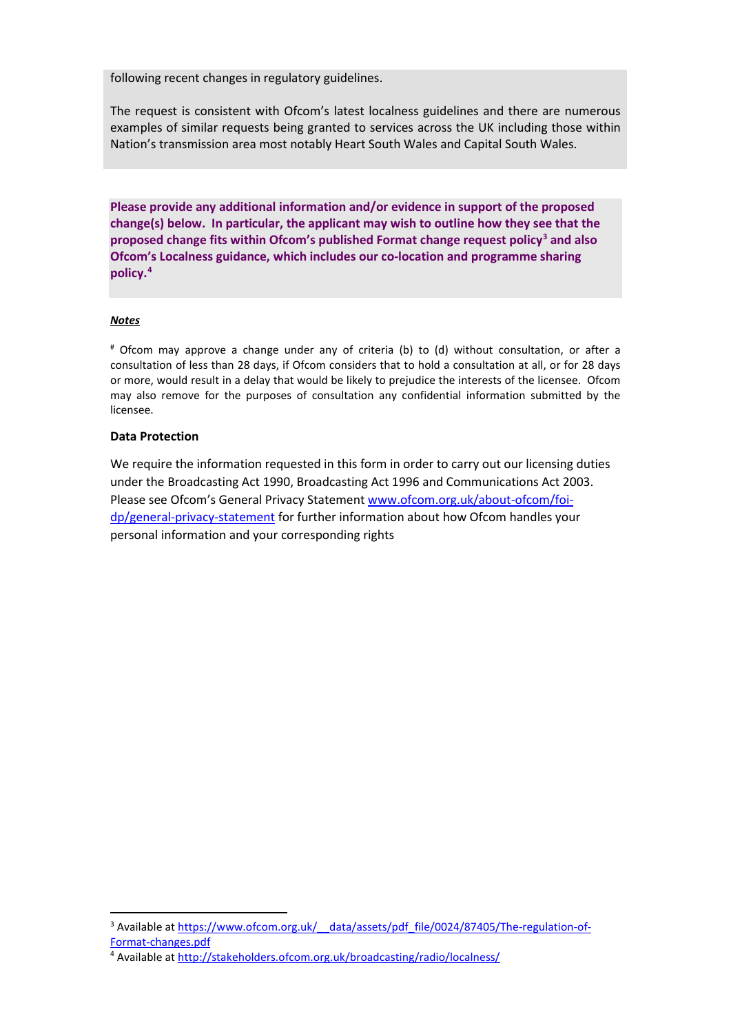following recent changes in regulatory guidelines.

The request is consistent with Ofcom's latest localness guidelines and there are numerous examples of similar requests being granted to services across the UK including those within Nation's transmission area most notably Heart South Wales and Capital South Wales.

**Please provide any additional information and/or evidence in support of the proposed change(s) below. In particular, the applicant may wish to outline how they see that the proposed change fits within Ofcom's published Format change request policy[3] and also Ofcom's Localness guidance, which includes our co-location and programme sharing policy.[4]**

***Notes***

[#] Ofcom may approve a change under any of criteria (b) to (d) without consultation, or after a consultation of less than 28 days, if Ofcom considers that to hold a consultation at all, or for 28 days or more, would result in a delay that would be likely to prejudice the interests of the licensee. Ofcom may also remove for the purposes of consultation any confidential information submitted by the licensee.

**Data Protection**

We require the information requested in this form in order to carry out our licensing duties under the Broadcasting Act 1990, Broadcasting Act 1996 and Communications Act 2003. Please see Ofcom's General Privacy Statement www.ofcom.org.uk/about-ofcom/foi-dp/general-privacy-statement for further information about how Ofcom handles your personal information and your corresponding rights

---

[3] Available at https://www.ofcom.org.uk/__data/assets/pdf_file/0024/87405/The-regulation-of-Format-changes.pdf

[4] Available at http://stakeholders.ofcom.org.uk/broadcasting/radio/localness/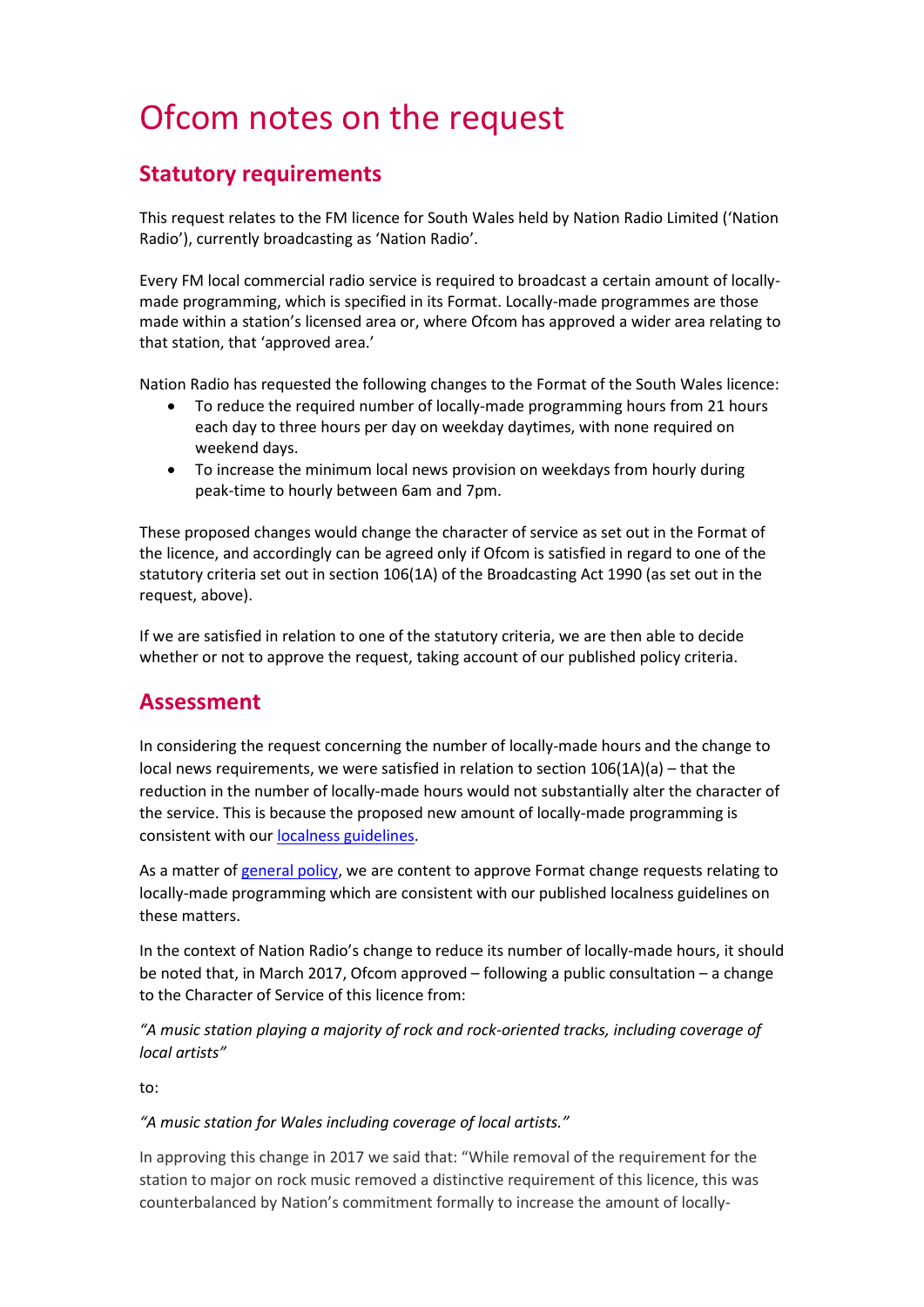# Ofcom notes on the request

## Statutory requirements

This request relates to the FM licence for South Wales held by Nation Radio Limited ('Nation Radio'), currently broadcasting as 'Nation Radio'.

Every FM local commercial radio service is required to broadcast a certain amount of locally-made programming, which is specified in its Format. Locally-made programmes are those made within a station's licensed area or, where Ofcom has approved a wider area relating to that station, that 'approved area.'

Nation Radio has requested the following changes to the Format of the South Wales licence:

- To reduce the required number of locally-made programming hours from 21 hours each day to three hours per day on weekday daytimes, with none required on weekend days.
- To increase the minimum local news provision on weekdays from hourly during peak-time to hourly between 6am and 7pm.

These proposed changes would change the character of service as set out in the Format of the licence, and accordingly can be agreed only if Ofcom is satisfied in regard to one of the statutory criteria set out in section 106(1A) of the Broadcasting Act 1990 (as set out in the request, above).

If we are satisfied in relation to one of the statutory criteria, we are then able to decide whether or not to approve the request, taking account of our published policy criteria.

## Assessment

In considering the request concerning the number of locally-made hours and the change to local news requirements, we were satisfied in relation to section 106(1A)(a) – that the reduction in the number of locally-made hours would not substantially alter the character of the service. This is because the proposed new amount of locally-made programming is consistent with our localness guidelines.

As a matter of general policy, we are content to approve Format change requests relating to locally-made programming which are consistent with our published localness guidelines on these matters.

In the context of Nation Radio's change to reduce its number of locally-made hours, it should be noted that, in March 2017, Ofcom approved – following a public consultation – a change to the Character of Service of this licence from:

*"A music station playing a majority of rock and rock-oriented tracks, including coverage of local artists"*

to:

*"A music station for Wales including coverage of local artists."*

In approving this change in 2017 we said that: "While removal of the requirement for the station to major on rock music removed a distinctive requirement of this licence, this was counterbalanced by Nation's commitment formally to increase the amount of locally-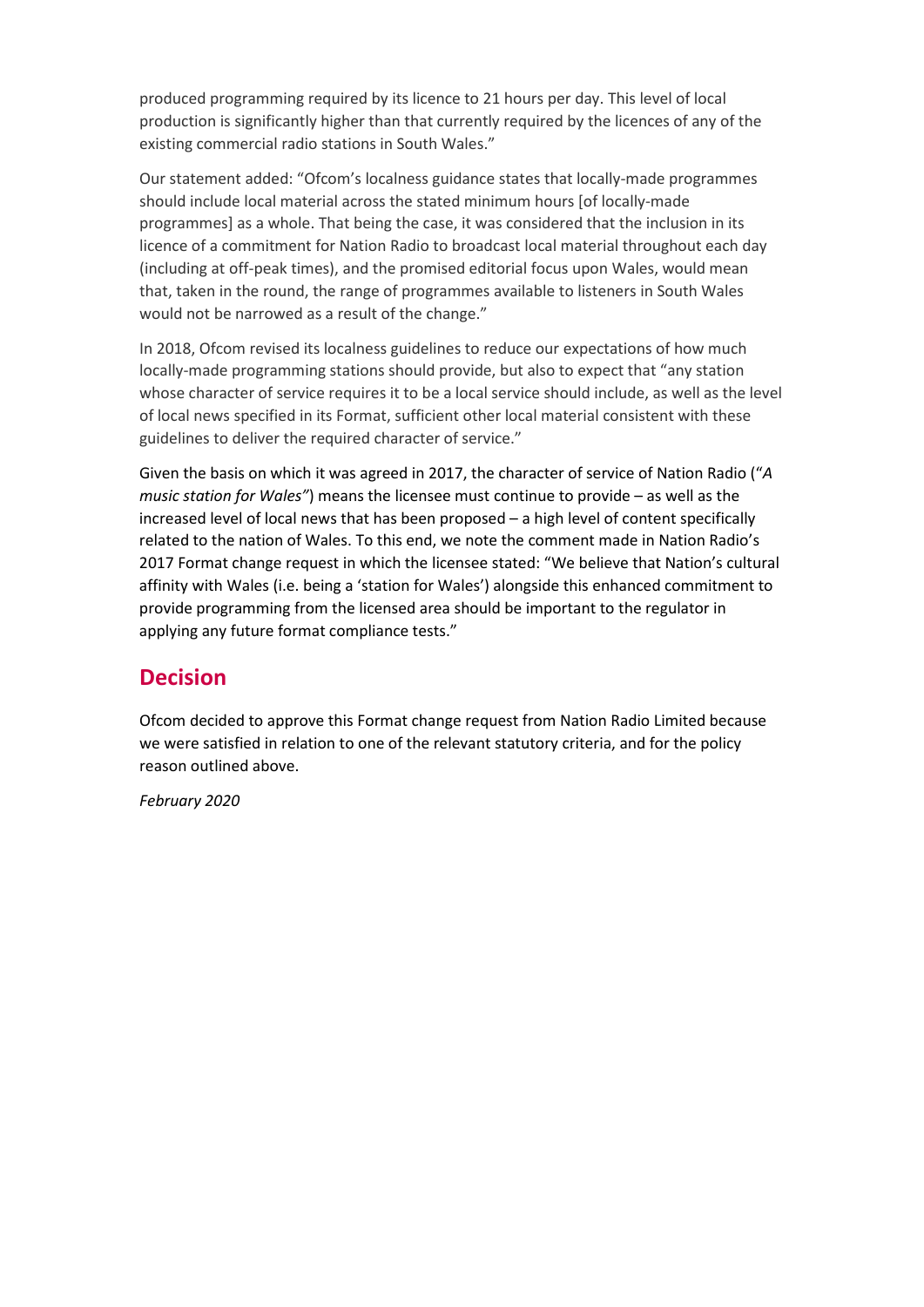produced programming required by its licence to 21 hours per day. This level of local production is significantly higher than that currently required by the licences of any of the existing commercial radio stations in South Wales."

Our statement added: "Ofcom's localness guidance states that locally-made programmes should include local material across the stated minimum hours [of locally-made programmes] as a whole. That being the case, it was considered that the inclusion in its licence of a commitment for Nation Radio to broadcast local material throughout each day (including at off-peak times), and the promised editorial focus upon Wales, would mean that, taken in the round, the range of programmes available to listeners in South Wales would not be narrowed as a result of the change."

In 2018, Ofcom revised its localness guidelines to reduce our expectations of how much locally-made programming stations should provide, but also to expect that "any station whose character of service requires it to be a local service should include, as well as the level of local news specified in its Format, sufficient other local material consistent with these guidelines to deliver the required character of service."

Given the basis on which it was agreed in 2017, the character of service of Nation Radio ("*A music station for Wales"*) means the licensee must continue to provide – as well as the increased level of local news that has been proposed – a high level of content specifically related to the nation of Wales. To this end, we note the comment made in Nation Radio's 2017 Format change request in which the licensee stated: "We believe that Nation's cultural affinity with Wales (i.e. being a 'station for Wales') alongside this enhanced commitment to provide programming from the licensed area should be important to the regulator in applying any future format compliance tests."

## Decision

Ofcom decided to approve this Format change request from Nation Radio Limited because we were satisfied in relation to one of the relevant statutory criteria, and for the policy reason outlined above.

*February 2020*